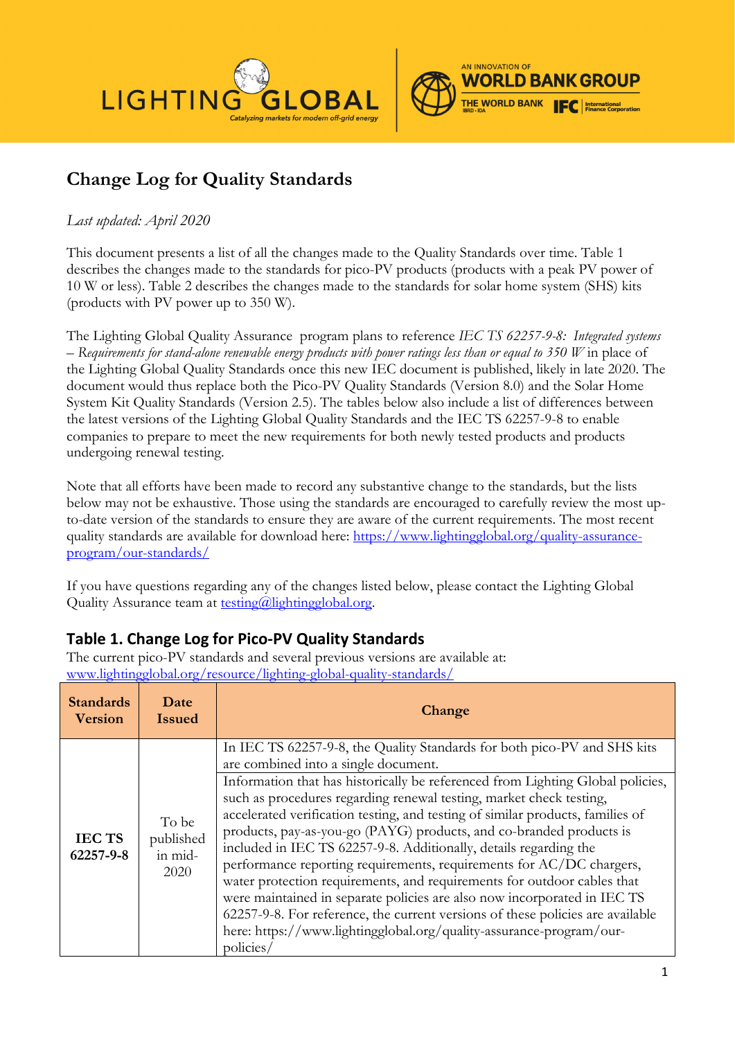# Change Log for Quality Standards

*Last updated: April 2020*

This document presents a list of all the changes made to the Quality Standards over time. Table 1 describes the changes made to the standards for pico-PV products (products with a peak PV power of 10 W or less). Table 2 describes the changes made to the standards for solar home system (SHS) kits (products with PV power up to 350 W).

The Lighting Global Quality Assurance program plans to reference *IEC TS 62257-9-8: Integrated systems – Requirements for stand-alone renewable energy products with power ratings less than or equal to 350 W* in place of the Lighting Global Quality Standards once this new IEC document is published, likely in late 2020. The document would thus replace both the Pico-PV Quality Standards (Version 8.0) and the Solar Home System Kit Quality Standards (Version 2.5). The tables below also include a list of differences between the latest versions of the Lighting Global Quality Standards and the IEC TS 62257-9-8 to enable companies to prepare to meet the new requirements for both newly tested products and products undergoing renewal testing.

Note that all efforts have been made to record any substantive change to the standards, but the lists below may not be exhaustive. Those using the standards are encouraged to carefully review the most up-to-date version of the standards to ensure they are aware of the current requirements. The most recent quality standards are available for download here: https://www.lightingglobal.org/quality-assurance-program/our-standards/

If you have questions regarding any of the changes listed below, please contact the Lighting Global Quality Assurance team at testing@lightingglobal.org.

## Table 1. Change Log for Pico-PV Quality Standards

The current pico-PV standards and several previous versions are available at: www.lightingglobal.org/resource/lighting-global-quality-standards/

| Standards Version | Date Issued | Change |
|---|---|---|
| IEC TS 62257-9-8 | To be published in mid-2020 | In IEC TS 62257-9-8, the Quality Standards for both pico-PV and SHS kits are combined into a single document. |
| | | Information that has historically be referenced from Lighting Global policies, such as procedures regarding renewal testing, market check testing, accelerated verification testing, and testing of similar products, families of products, pay-as-you-go (PAYG) products, and co-branded products is included in IEC TS 62257-9-8. Additionally, details regarding the performance reporting requirements, requirements for AC/DC chargers, water protection requirements, and requirements for outdoor cables that were maintained in separate policies are also now incorporated in IEC TS 62257-9-8. For reference, the current versions of these policies are available here: https://www.lightingglobal.org/quality-assurance-program/our-policies/ |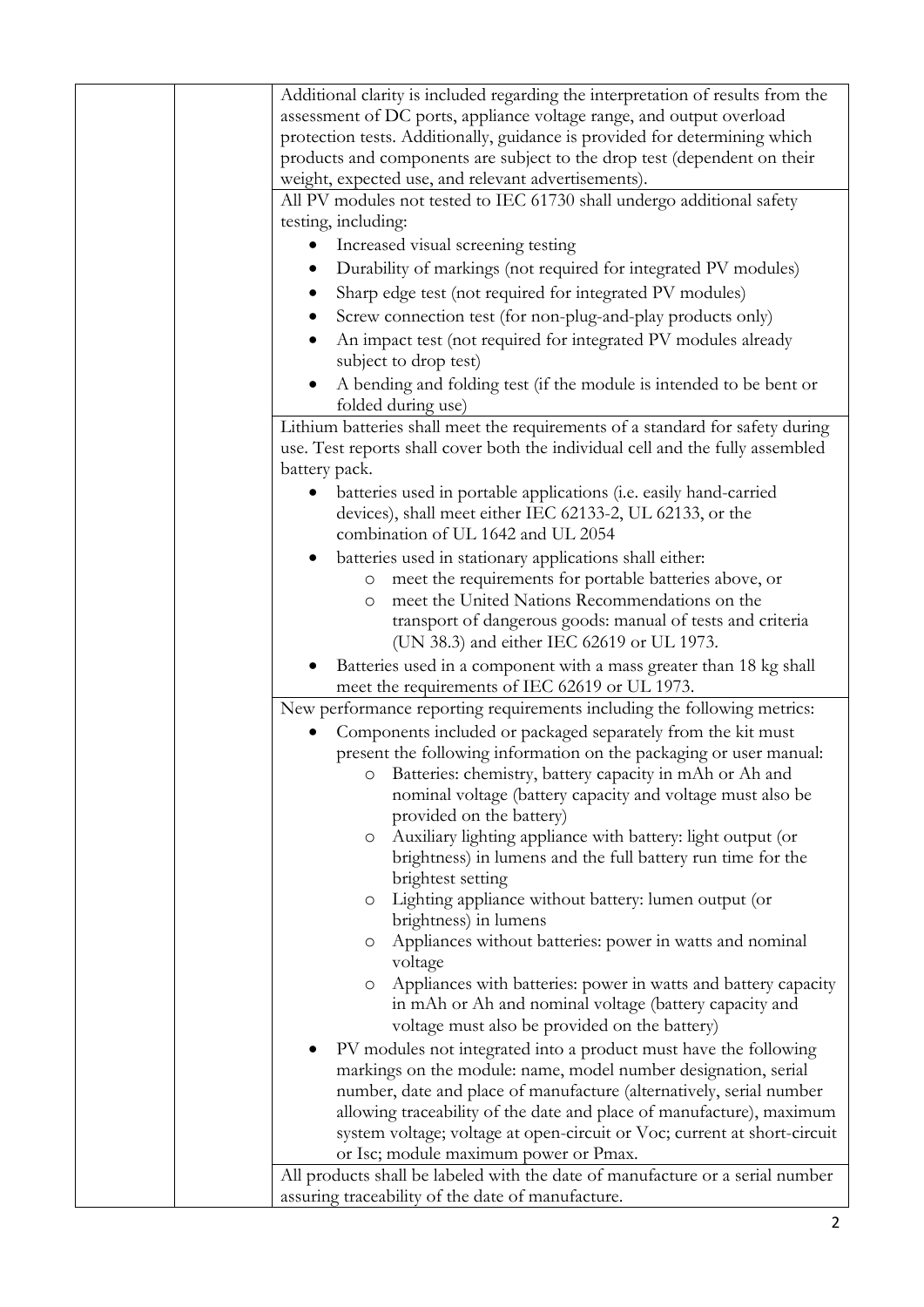| | | |
|---|---|---|
| | | Additional clarity is included regarding the interpretation of results from the assessment of DC ports, appliance voltage range, and output overload protection tests. Additionally, guidance is provided for determining which products and components are subject to the drop test (dependent on their weight, expected use, and relevant advertisements). |
| | | All PV modules not tested to IEC 61730 shall undergo additional safety testing, including:<br>• Increased visual screening testing<br>• Durability of markings (not required for integrated PV modules)<br>• Sharp edge test (not required for integrated PV modules)<br>• Screw connection test (for non-plug-and-play products only)<br>• An impact test (not required for integrated PV modules already subject to drop test)<br>• A bending and folding test (if the module is intended to be bent or folded during use) |
| | | Lithium batteries shall meet the requirements of a standard for safety during use. Test reports shall cover both the individual cell and the fully assembled battery pack.<br>• batteries used in portable applications (i.e. easily hand-carried devices), shall meet either IEC 62133-2, UL 62133, or the combination of UL 1642 and UL 2054<br>• batteries used in stationary applications shall either:<br>&nbsp;&nbsp;&nbsp;&nbsp;o meet the requirements for portable batteries above, or<br>&nbsp;&nbsp;&nbsp;&nbsp;o meet the United Nations Recommendations on the transport of dangerous goods: manual of tests and criteria (UN 38.3) and either IEC 62619 or UL 1973.<br>• Batteries used in a component with a mass greater than 18 kg shall meet the requirements of IEC 62619 or UL 1973. |
| | | New performance reporting requirements including the following metrics:<br>• Components included or packaged separately from the kit must present the following information on the packaging or user manual:<br>&nbsp;&nbsp;&nbsp;&nbsp;o Batteries: chemistry, battery capacity in mAh or Ah and nominal voltage (battery capacity and voltage must also be provided on the battery)<br>&nbsp;&nbsp;&nbsp;&nbsp;o Auxiliary lighting appliance with battery: light output (or brightness) in lumens and the full battery run time for the brightest setting<br>&nbsp;&nbsp;&nbsp;&nbsp;o Lighting appliance without battery: lumen output (or brightness) in lumens<br>&nbsp;&nbsp;&nbsp;&nbsp;o Appliances without batteries: power in watts and nominal voltage<br>&nbsp;&nbsp;&nbsp;&nbsp;o Appliances with batteries: power in watts and battery capacity in mAh or Ah and nominal voltage (battery capacity and voltage must also be provided on the battery)<br>• PV modules not integrated into a product must have the following markings on the module: name, model number designation, serial number, date and place of manufacture (alternatively, serial number allowing traceability of the date and place of manufacture), maximum system voltage; voltage at open-circuit or Voc; current at short-circuit or Isc; module maximum power or Pmax. |
| | | All products shall be labeled with the date of manufacture or a serial number assuring traceability of the date of manufacture. |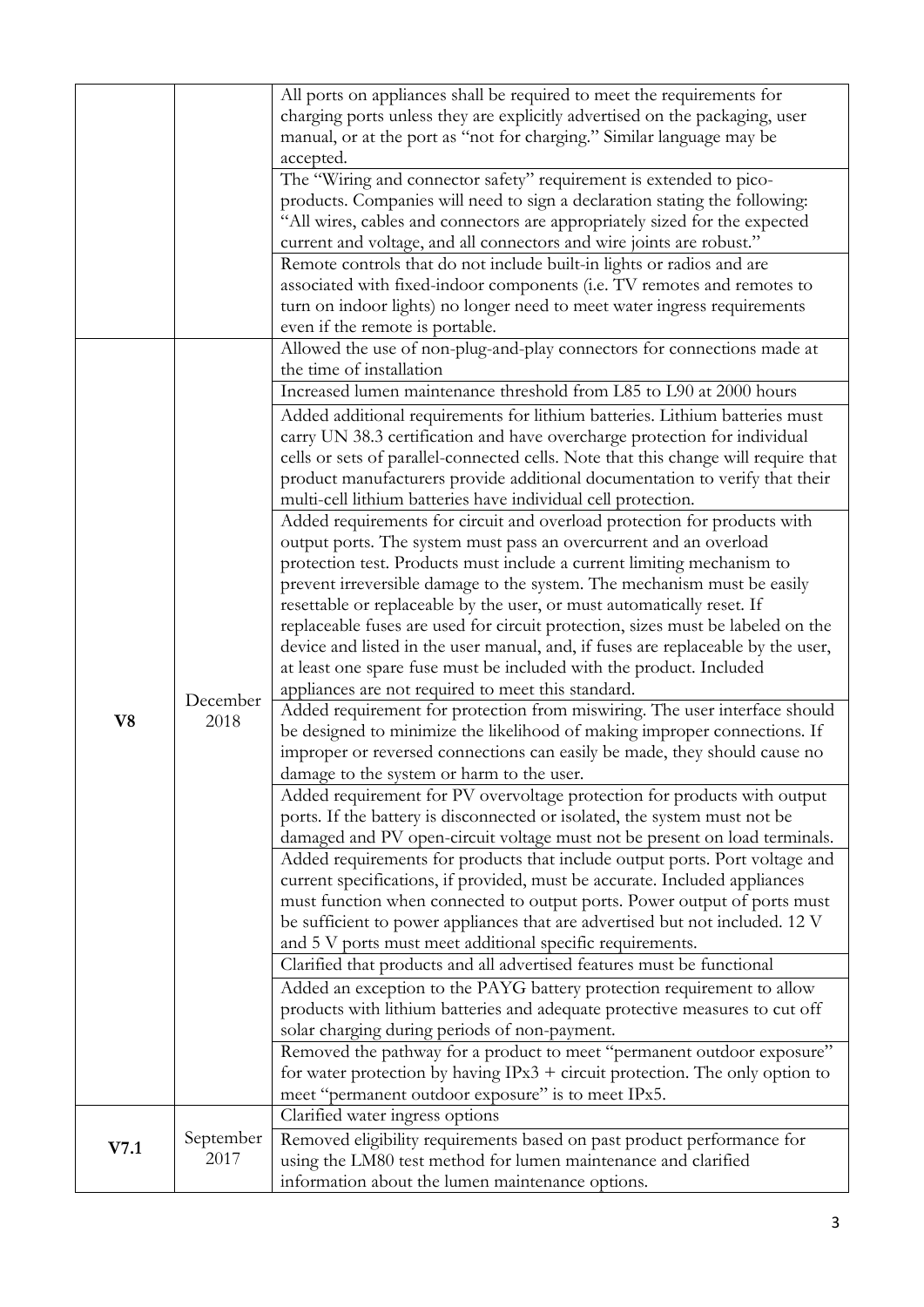| | | |
|---|---|---|
| | | All ports on appliances shall be required to meet the requirements for charging ports unless they are explicitly advertised on the packaging, user manual, or at the port as "not for charging." Similar language may be accepted. |
| | | The "Wiring and connector safety" requirement is extended to pico-products. Companies will need to sign a declaration stating the following: "All wires, cables and connectors are appropriately sized for the expected current and voltage, and all connectors and wire joints are robust." |
| | | Remote controls that do not include built-in lights or radios and are associated with fixed-indoor components (i.e. TV remotes and remotes to turn on indoor lights) no longer need to meet water ingress requirements even if the remote is portable. |
| **V8** | December 2018 | Allowed the use of non-plug-and-play connectors for connections made at the time of installation |
| | | Increased lumen maintenance threshold from L85 to L90 at 2000 hours |
| | | Added additional requirements for lithium batteries. Lithium batteries must carry UN 38.3 certification and have overcharge protection for individual cells or sets of parallel-connected cells. Note that this change will require that product manufacturers provide additional documentation to verify that their multi-cell lithium batteries have individual cell protection. |
| | | Added requirements for circuit and overload protection for products with output ports. The system must pass an overcurrent and an overload protection test. Products must include a current limiting mechanism to prevent irreversible damage to the system. The mechanism must be easily resettable or replaceable by the user, or must automatically reset. If replaceable fuses are used for circuit protection, sizes must be labeled on the device and listed in the user manual, and, if fuses are replaceable by the user, at least one spare fuse must be included with the product. Included appliances are not required to meet this standard. |
| | | Added requirement for protection from miswiring. The user interface should be designed to minimize the likelihood of making improper connections. If improper or reversed connections can easily be made, they should cause no damage to the system or harm to the user. |
| | | Added requirement for PV overvoltage protection for products with output ports. If the battery is disconnected or isolated, the system must not be damaged and PV open-circuit voltage must not be present on load terminals. |
| | | Added requirements for products that include output ports. Port voltage and current specifications, if provided, must be accurate. Included appliances must function when connected to output ports. Power output of ports must be sufficient to power appliances that are advertised but not included. 12 V and 5 V ports must meet additional specific requirements. |
| | | Clarified that products and all advertised features must be functional |
| | | Added an exception to the PAYG battery protection requirement to allow products with lithium batteries and adequate protective measures to cut off solar charging during periods of non-payment. |
| | | Removed the pathway for a product to meet "permanent outdoor exposure" for water protection by having IPx3 + circuit protection. The only option to meet "permanent outdoor exposure" is to meet IPx5. |
| **V7.1** | September 2017 | Clarified water ingress options |
| | | Removed eligibility requirements based on past product performance for using the LM80 test method for lumen maintenance and clarified information about the lumen maintenance options. |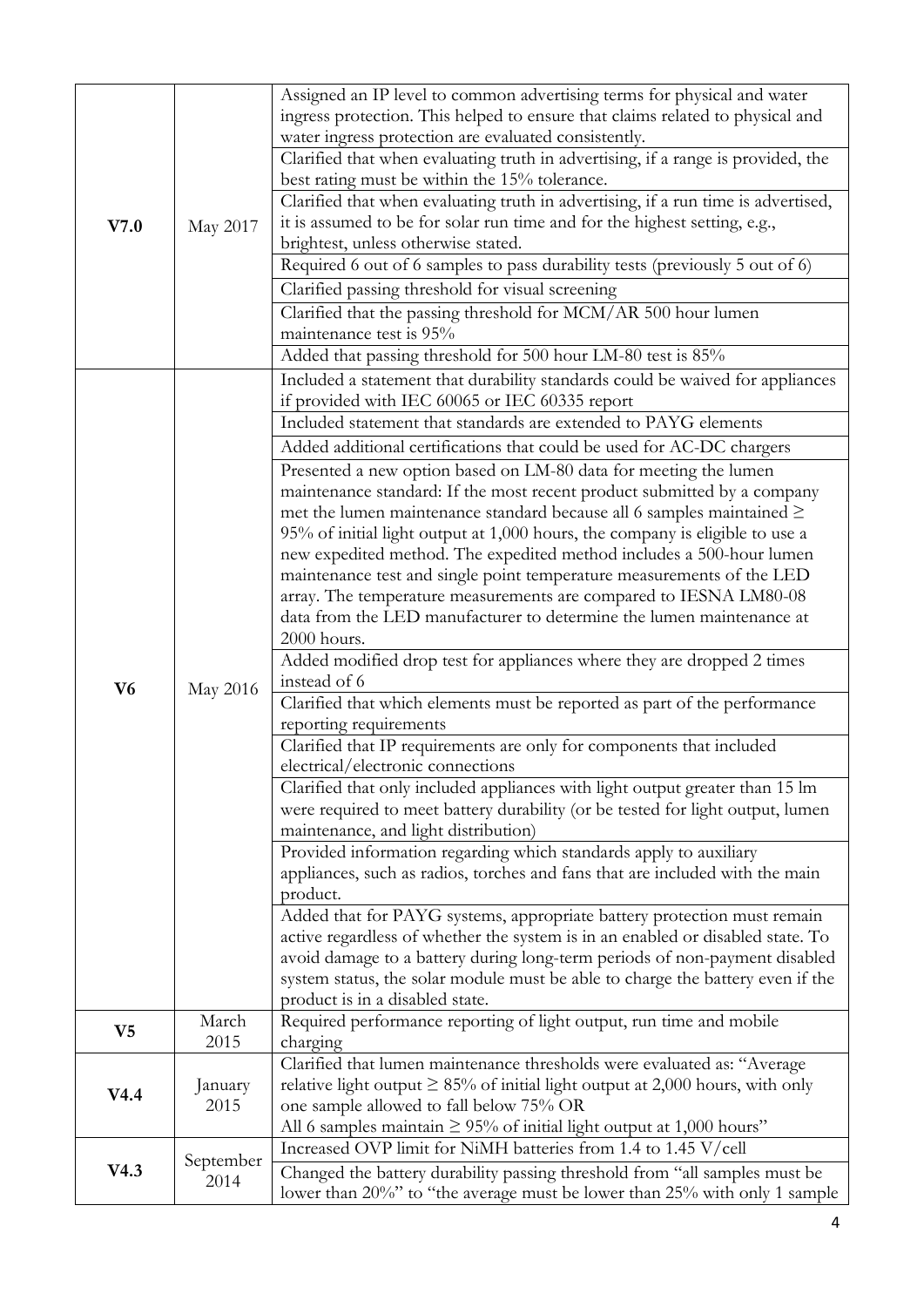| | | |
|---|---|---|
| **V7.0** | May 2017 | Assigned an IP level to common advertising terms for physical and water ingress protection. This helped to ensure that claims related to physical and water ingress protection are evaluated consistently. |
| | | Clarified that when evaluating truth in advertising, if a range is provided, the best rating must be within the 15% tolerance. |
| | | Clarified that when evaluating truth in advertising, if a run time is advertised, it is assumed to be for solar run time and for the highest setting, e.g., brightest, unless otherwise stated. |
| | | Required 6 out of 6 samples to pass durability tests (previously 5 out of 6) |
| | | Clarified passing threshold for visual screening |
| | | Clarified that the passing threshold for MCM/AR 500 hour lumen maintenance test is 95% |
| | | Added that passing threshold for 500 hour LM-80 test is 85% |
| **V6** | May 2016 | Included a statement that durability standards could be waived for appliances if provided with IEC 60065 or IEC 60335 report |
| | | Included statement that standards are extended to PAYG elements |
| | | Added additional certifications that could be used for AC-DC chargers |
| | | Presented a new option based on LM-80 data for meeting the lumen maintenance standard: If the most recent product submitted by a company met the lumen maintenance standard because all 6 samples maintained ≥ 95% of initial light output at 1,000 hours, the company is eligible to use a new expedited method. The expedited method includes a 500-hour lumen maintenance test and single point temperature measurements of the LED array. The temperature measurements are compared to IESNA LM80-08 data from the LED manufacturer to determine the lumen maintenance at 2000 hours. |
| | | Added modified drop test for appliances where they are dropped 2 times instead of 6 |
| | | Clarified that which elements must be reported as part of the performance reporting requirements |
| | | Clarified that IP requirements are only for components that included electrical/electronic connections |
| | | Clarified that only included appliances with light output greater than 15 lm were required to meet battery durability (or be tested for light output, lumen maintenance, and light distribution) |
| | | Provided information regarding which standards apply to auxiliary appliances, such as radios, torches and fans that are included with the main product. |
| | | Added that for PAYG systems, appropriate battery protection must remain active regardless of whether the system is in an enabled or disabled state. To avoid damage to a battery during long-term periods of non-payment disabled system status, the solar module must be able to charge the battery even if the product is in a disabled state. |
| **V5** | March 2015 | Required performance reporting of light output, run time and mobile charging |
| **V4.4** | January 2015 | Clarified that lumen maintenance thresholds were evaluated as: "Average relative light output ≥ 85% of initial light output at 2,000 hours, with only one sample allowed to fall below 75% OR All 6 samples maintain ≥ 95% of initial light output at 1,000 hours" |
| **V4.3** | September 2014 | Increased OVP limit for NiMH batteries from 1.4 to 1.45 V/cell |
| | | Changed the battery durability passing threshold from "all samples must be lower than 20%" to "the average must be lower than 25% with only 1 sample |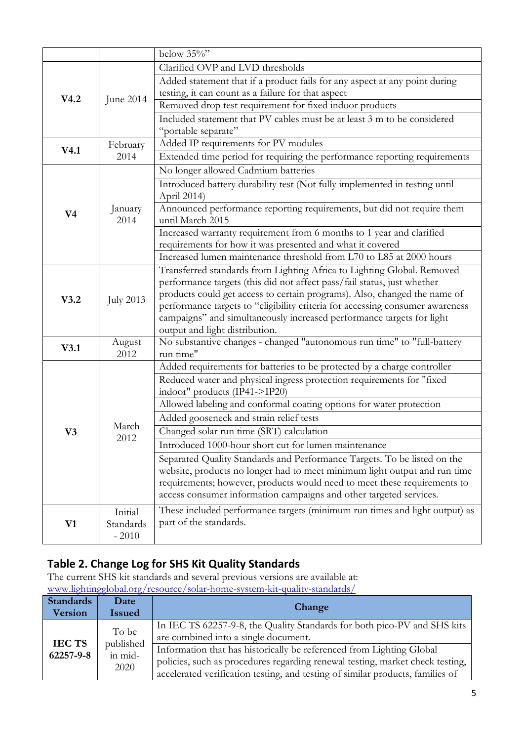| | | below 35%" |
|---|---|---|
| V4.2 | June 2014 | Clarified OVP and LVD thresholds |
| | | Added statement that if a product fails for any aspect at any point during testing, it can count as a failure for that aspect |
| | | Removed drop test requirement for fixed indoor products |
| | | Included statement that PV cables must be at least 3 m to be considered "portable separate" |
| V4.1 | February 2014 | Added IP requirements for PV modules |
| | | Extended time period for requiring the performance reporting requirements |
| V4 | January 2014 | No longer allowed Cadmium batteries |
| | | Introduced battery durability test (Not fully implemented in testing until April 2014) |
| | | Announced performance reporting requirements, but did not require them until March 2015 |
| | | Increased warranty requirement from 6 months to 1 year and clarified requirements for how it was presented and what it covered |
| | | Increased lumen maintenance threshold from L70 to L85 at 2000 hours |
| V3.2 | July 2013 | Transferred standards from Lighting Africa to Lighting Global. Removed performance targets (this did not affect pass/fail status, just whether products could get access to certain programs). Also, changed the name of performance targets to "eligibility criteria for accessing consumer awareness campaigns" and simultaneously increased performance targets for light output and light distribution. |
| V3.1 | August 2012 | No substantive changes - changed "autonomous run time" to "full-battery run time" |
| V3 | March 2012 | Added requirements for batteries to be protected by a charge controller |
| | | Reduced water and physical ingress protection requirements for "fixed indoor" products (IP41->IP20) |
| | | Allowed labeling and conformal coating options for water protection |
| | | Added gooseneck and strain relief tests |
| | | Changed solar run time (SRT) calculation |
| | | Introduced 1000-hour short cut for lumen maintenance |
| | | Separated Quality Standards and Performance Targets. To be listed on the website, products no longer had to meet minimum light output and run time requirements; however, products would need to meet these requirements to access consumer information campaigns and other targeted services. |
| V1 | Initial Standards - 2010 | These included performance targets (minimum run times and light output) as part of the standards. |

## Table 2. Change Log for SHS Kit Quality Standards

The current SHS kit standards and several previous versions are available at: www.lightingglobal.org/resource/solar-home-system-kit-quality-standards/

| Standards Version | Date Issued | Change |
|---|---|---|
| IEC TS 62257-9-8 | To be published in mid-2020 | In IEC TS 62257-9-8, the Quality Standards for both pico-PV and SHS kits are combined into a single document. |
| | | Information that has historically be referenced from Lighting Global policies, such as procedures regarding renewal testing, market check testing, accelerated verification testing, and testing of similar products, families of |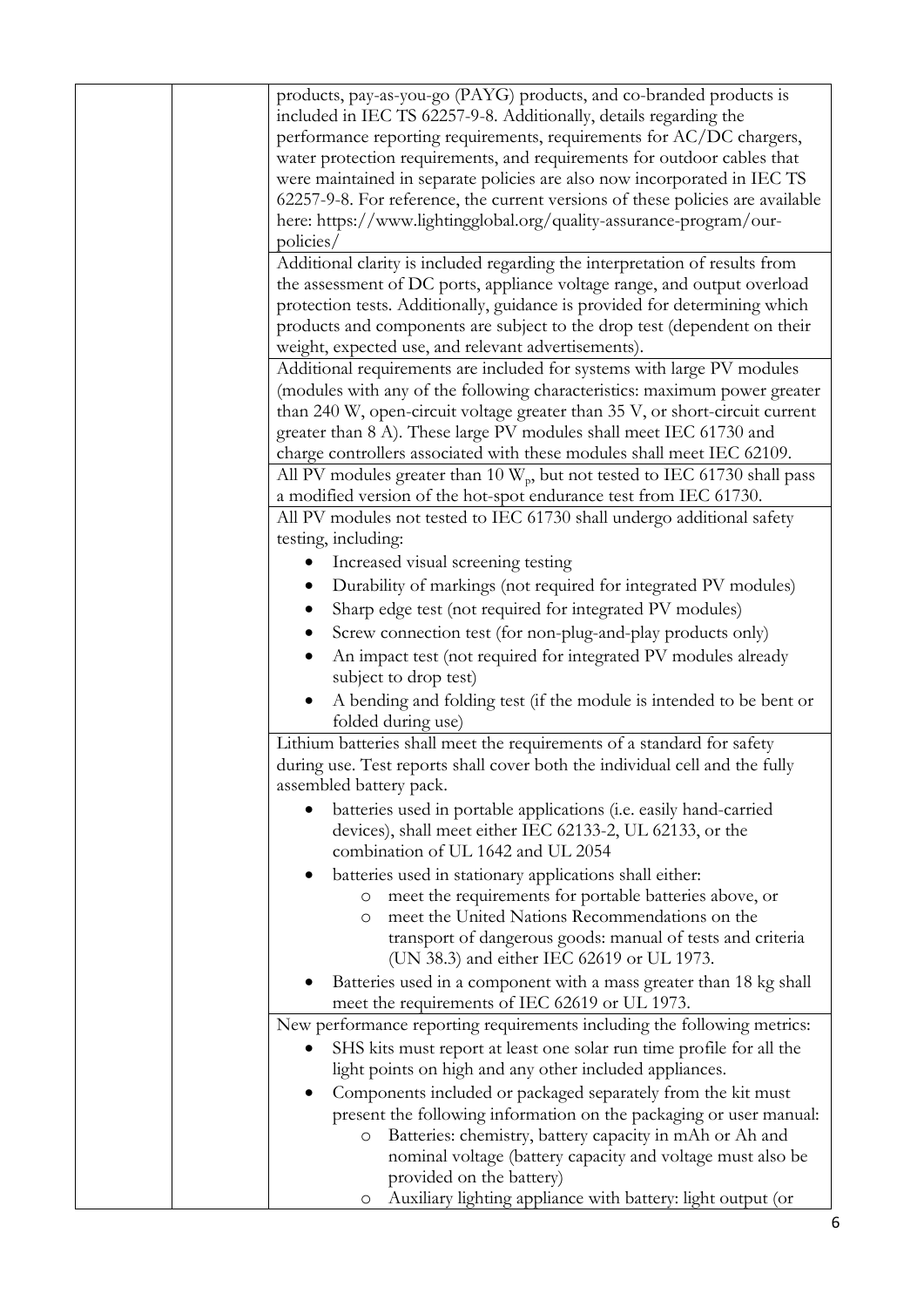| | | |
|---|---|---|
| | | products, pay-as-you-go (PAYG) products, and co-branded products is included in IEC TS 62257-9-8. Additionally, details regarding the performance reporting requirements, requirements for AC/DC chargers, water protection requirements, and requirements for outdoor cables that were maintained in separate policies are also now incorporated in IEC TS 62257-9-8. For reference, the current versions of these policies are available here: https://www.lightingglobal.org/quality-assurance-program/our-policies/ |
| | | Additional clarity is included regarding the interpretation of results from the assessment of DC ports, appliance voltage range, and output overload protection tests. Additionally, guidance is provided for determining which products and components are subject to the drop test (dependent on their weight, expected use, and relevant advertisements). |
| | | Additional requirements are included for systems with large PV modules (modules with any of the following characteristics: maximum power greater than 240 W, open-circuit voltage greater than 35 V, or short-circuit current greater than 8 A). These large PV modules shall meet IEC 61730 and charge controllers associated with these modules shall meet IEC 62109. |
| | | All PV modules greater than 10 $W_p$, but not tested to IEC 61730 shall pass a modified version of the hot-spot endurance test from IEC 61730. |
| | | All PV modules not tested to IEC 61730 shall undergo additional safety testing, including:<br>• Increased visual screening testing<br>• Durability of markings (not required for integrated PV modules)<br>• Sharp edge test (not required for integrated PV modules)<br>• Screw connection test (for non-plug-and-play products only)<br>• An impact test (not required for integrated PV modules already subject to drop test)<br>• A bending and folding test (if the module is intended to be bent or folded during use) |
| | | Lithium batteries shall meet the requirements of a standard for safety during use. Test reports shall cover both the individual cell and the fully assembled battery pack.<br>• batteries used in portable applications (i.e. easily hand-carried devices), shall meet either IEC 62133-2, UL 62133, or the combination of UL 1642 and UL 2054<br>• batteries used in stationary applications shall either:<br>&nbsp;&nbsp;&nbsp;&nbsp;o meet the requirements for portable batteries above, or<br>&nbsp;&nbsp;&nbsp;&nbsp;o meet the United Nations Recommendations on the transport of dangerous goods: manual of tests and criteria (UN 38.3) and either IEC 62619 or UL 1973.<br>• Batteries used in a component with a mass greater than 18 kg shall meet the requirements of IEC 62619 or UL 1973. |
| | | New performance reporting requirements including the following metrics:<br>• SHS kits must report at least one solar run time profile for all the light points on high and any other included appliances.<br>• Components included or packaged separately from the kit must present the following information on the packaging or user manual:<br>&nbsp;&nbsp;&nbsp;&nbsp;o Batteries: chemistry, battery capacity in mAh or Ah and nominal voltage (battery capacity and voltage must also be provided on the battery)<br>&nbsp;&nbsp;&nbsp;&nbsp;o Auxiliary lighting appliance with battery: light output (or |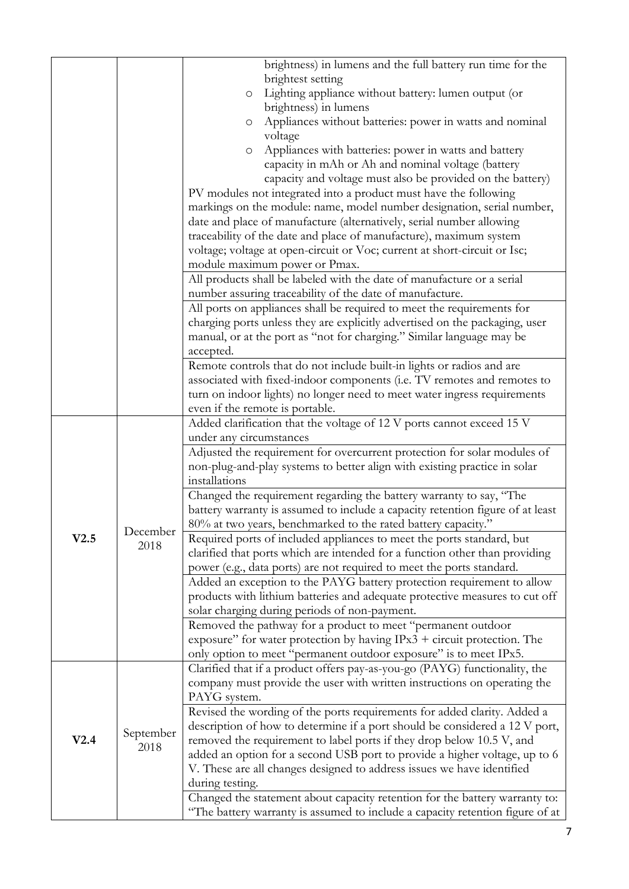| | | |
|---|---|---|
| | | brightness) in lumens and the full battery run time for the brightest setting<br>○ Lighting appliance without battery: lumen output (or brightness) in lumens<br>○ Appliances without batteries: power in watts and nominal voltage<br>○ Appliances with batteries: power in watts and battery capacity in mAh or Ah and nominal voltage (battery capacity and voltage must also be provided on the battery)<br>PV modules not integrated into a product must have the following markings on the module: name, model number designation, serial number, date and place of manufacture (alternatively, serial number allowing traceability of the date and place of manufacture), maximum system voltage; voltage at open-circuit or Voc; current at short-circuit or Isc; module maximum power or Pmax. |
| | | All products shall be labeled with the date of manufacture or a serial number assuring traceability of the date of manufacture. |
| | | All ports on appliances shall be required to meet the requirements for charging ports unless they are explicitly advertised on the packaging, user manual, or at the port as "not for charging." Similar language may be accepted. |
| | | Remote controls that do not include built-in lights or radios and are associated with fixed-indoor components (i.e. TV remotes and remotes to turn on indoor lights) no longer need to meet water ingress requirements even if the remote is portable. |
| **V2.5** | December 2018 | Added clarification that the voltage of 12 V ports cannot exceed 15 V under any circumstances |
| | | Adjusted the requirement for overcurrent protection for solar modules of non-plug-and-play systems to better align with existing practice in solar installations |
| | | Changed the requirement regarding the battery warranty to say, "The battery warranty is assumed to include a capacity retention figure of at least 80% at two years, benchmarked to the rated battery capacity." |
| | | Required ports of included appliances to meet the ports standard, but clarified that ports which are intended for a function other than providing power (e.g., data ports) are not required to meet the ports standard. |
| | | Added an exception to the PAYG battery protection requirement to allow products with lithium batteries and adequate protective measures to cut off solar charging during periods of non-payment. |
| | | Removed the pathway for a product to meet "permanent outdoor exposure" for water protection by having IPx3 + circuit protection. The only option to meet "permanent outdoor exposure" is to meet IPx5. |
| **V2.4** | September 2018 | Clarified that if a product offers pay-as-you-go (PAYG) functionality, the company must provide the user with written instructions on operating the PAYG system. |
| | | Revised the wording of the ports requirements for added clarity. Added a description of how to determine if a port should be considered a 12 V port, removed the requirement to label ports if they drop below 10.5 V, and added an option for a second USB port to provide a higher voltage, up to 6 V. These are all changes designed to address issues we have identified during testing. |
| | | Changed the statement about capacity retention for the battery warranty to: "The battery warranty is assumed to include a capacity retention figure of at |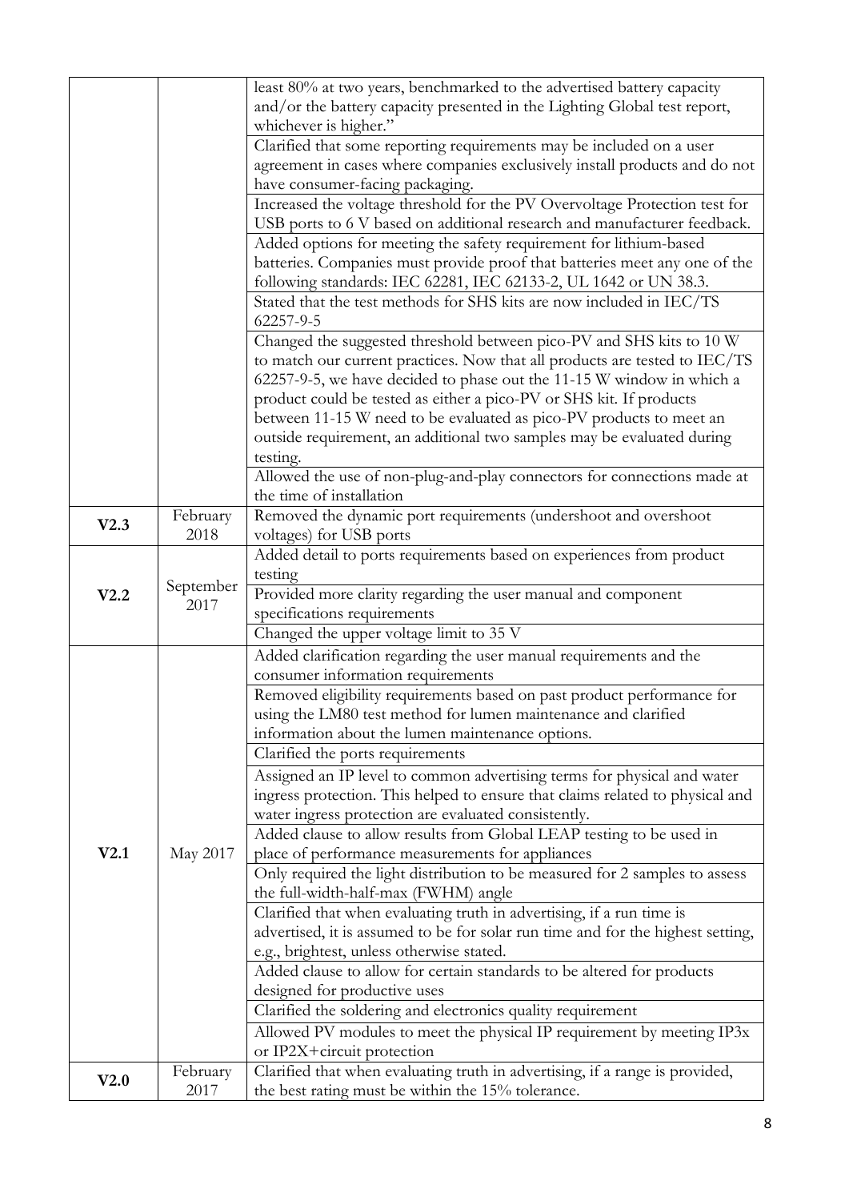| | | |
|---|---|---|
| | | least 80% at two years, benchmarked to the advertised battery capacity and/or the battery capacity presented in the Lighting Global test report, whichever is higher." |
| | | Clarified that some reporting requirements may be included on a user agreement in cases where companies exclusively install products and do not have consumer-facing packaging. |
| | | Increased the voltage threshold for the PV Overvoltage Protection test for USB ports to 6 V based on additional research and manufacturer feedback. |
| | | Added options for meeting the safety requirement for lithium-based batteries. Companies must provide proof that batteries meet any one of the following standards: IEC 62281, IEC 62133-2, UL 1642 or UN 38.3. |
| | | Stated that the test methods for SHS kits are now included in IEC/TS 62257-9-5 |
| | | Changed the suggested threshold between pico-PV and SHS kits to 10 W to match our current practices. Now that all products are tested to IEC/TS 62257-9-5, we have decided to phase out the 11-15 W window in which a product could be tested as either a pico-PV or SHS kit. If products between 11-15 W need to be evaluated as pico-PV products to meet an outside requirement, an additional two samples may be evaluated during testing. |
| | | Allowed the use of non-plug-and-play connectors for connections made at the time of installation |
| **V2.3** | February 2018 | Removed the dynamic port requirements (undershoot and overshoot voltages) for USB ports |
| **V2.2** | September 2017 | Added detail to ports requirements based on experiences from product testing |
| | | Provided more clarity regarding the user manual and component specifications requirements |
| | | Changed the upper voltage limit to 35 V |
| **V2.1** | May 2017 | Added clarification regarding the user manual requirements and the consumer information requirements |
| | | Removed eligibility requirements based on past product performance for using the LM80 test method for lumen maintenance and clarified information about the lumen maintenance options. |
| | | Clarified the ports requirements |
| | | Assigned an IP level to common advertising terms for physical and water ingress protection. This helped to ensure that claims related to physical and water ingress protection are evaluated consistently. |
| | | Added clause to allow results from Global LEAP testing to be used in place of performance measurements for appliances |
| | | Only required the light distribution to be measured for 2 samples to assess the full-width-half-max (FWHM) angle |
| | | Clarified that when evaluating truth in advertising, if a run time is advertised, it is assumed to be for solar run time and for the highest setting, e.g., brightest, unless otherwise stated. |
| | | Added clause to allow for certain standards to be altered for products designed for productive uses |
| | | Clarified the soldering and electronics quality requirement |
| | | Allowed PV modules to meet the physical IP requirement by meeting IP3x or IP2X+circuit protection |
| **V2.0** | February 2017 | Clarified that when evaluating truth in advertising, if a range is provided, the best rating must be within the 15% tolerance. |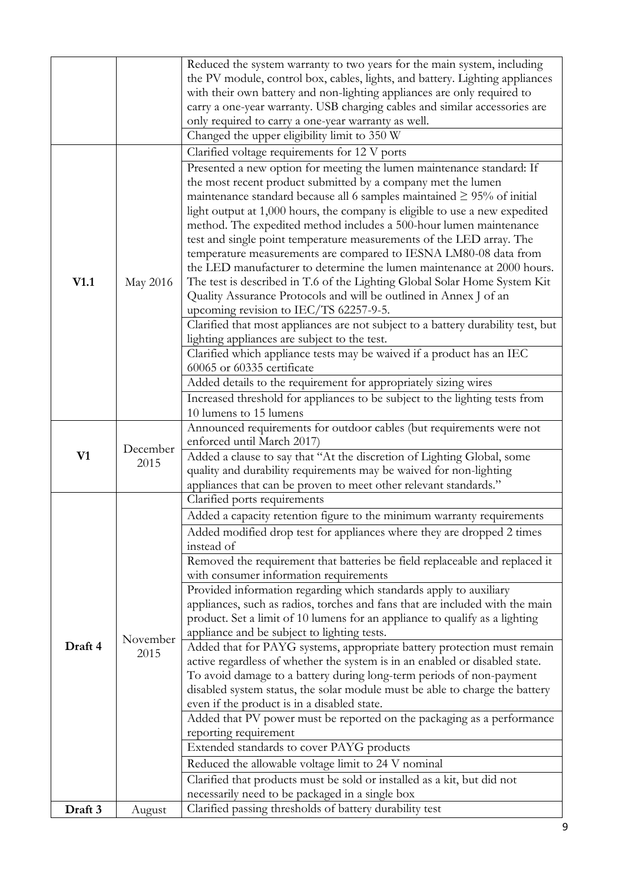| | | |
|---|---|---|
| | | Reduced the system warranty to two years for the main system, including the PV module, control box, cables, lights, and battery. Lighting appliances with their own battery and non-lighting appliances are only required to carry a one-year warranty. USB charging cables and similar accessories are only required to carry a one-year warranty as well. |
| | | Changed the upper eligibility limit to 350 W |
| **V1.1** | May 2016 | Clarified voltage requirements for 12 V ports |
| | | Presented a new option for meeting the lumen maintenance standard: If the most recent product submitted by a company met the lumen maintenance standard because all 6 samples maintained ≥ 95% of initial light output at 1,000 hours, the company is eligible to use a new expedited method. The expedited method includes a 500-hour lumen maintenance test and single point temperature measurements of the LED array. The temperature measurements are compared to IESNA LM80-08 data from the LED manufacturer to determine the lumen maintenance at 2000 hours. The test is described in T.6 of the Lighting Global Solar Home System Kit Quality Assurance Protocols and will be outlined in Annex J of an upcoming revision to IEC/TS 62257-9-5. |
| | | Clarified that most appliances are not subject to a battery durability test, but lighting appliances are subject to the test. |
| | | Clarified which appliance tests may be waived if a product has an IEC 60065 or 60335 certificate |
| | | Added details to the requirement for appropriately sizing wires |
| | | Increased threshold for appliances to be subject to the lighting tests from 10 lumens to 15 lumens |
| **V1** | December 2015 | Announced requirements for outdoor cables (but requirements were not enforced until March 2017) |
| | | Added a clause to say that "At the discretion of Lighting Global, some quality and durability requirements may be waived for non-lighting appliances that can be proven to meet other relevant standards." |
| **Draft 4** | November 2015 | Clarified ports requirements |
| | | Added a capacity retention figure to the minimum warranty requirements |
| | | Added modified drop test for appliances where they are dropped 2 times instead of |
| | | Removed the requirement that batteries be field replaceable and replaced it with consumer information requirements |
| | | Provided information regarding which standards apply to auxiliary appliances, such as radios, torches and fans that are included with the main product. Set a limit of 10 lumens for an appliance to qualify as a lighting appliance and be subject to lighting tests. |
| | | Added that for PAYG systems, appropriate battery protection must remain active regardless of whether the system is in an enabled or disabled state. To avoid damage to a battery during long-term periods of non-payment disabled system status, the solar module must be able to charge the battery even if the product is in a disabled state. |
| | | Added that PV power must be reported on the packaging as a performance reporting requirement |
| | | Extended standards to cover PAYG products |
| | | Reduced the allowable voltage limit to 24 V nominal |
| | | Clarified that products must be sold or installed as a kit, but did not necessarily need to be packaged in a single box |
| **Draft 3** | August | Clarified passing thresholds of battery durability test |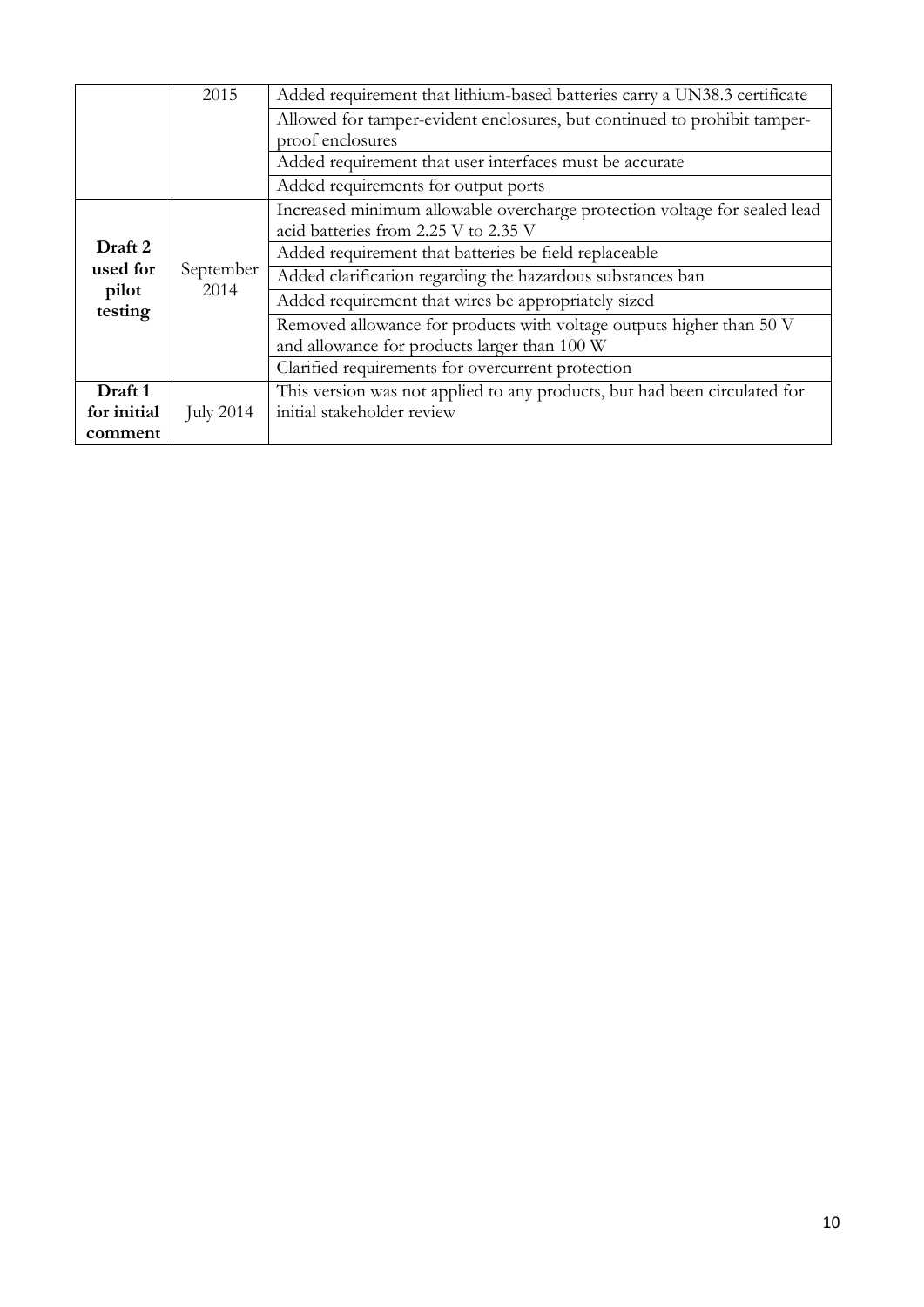| | | |
|---|---|---|
| | 2015 | Added requirement that lithium-based batteries carry a UN38.3 certificate |
| | | Allowed for tamper-evident enclosures, but continued to prohibit tamper-proof enclosures |
| | | Added requirement that user interfaces must be accurate |
| | | Added requirements for output ports |
| **Draft 2 used for pilot testing** | September 2014 | Increased minimum allowable overcharge protection voltage for sealed lead acid batteries from 2.25 V to 2.35 V |
| | | Added requirement that batteries be field replaceable |
| | | Added clarification regarding the hazardous substances ban |
| | | Added requirement that wires be appropriately sized |
| | | Removed allowance for products with voltage outputs higher than 50 V and allowance for products larger than 100 W |
| | | Clarified requirements for overcurrent protection |
| **Draft 1 for initial comment** | July 2014 | This version was not applied to any products, but had been circulated for initial stakeholder review |